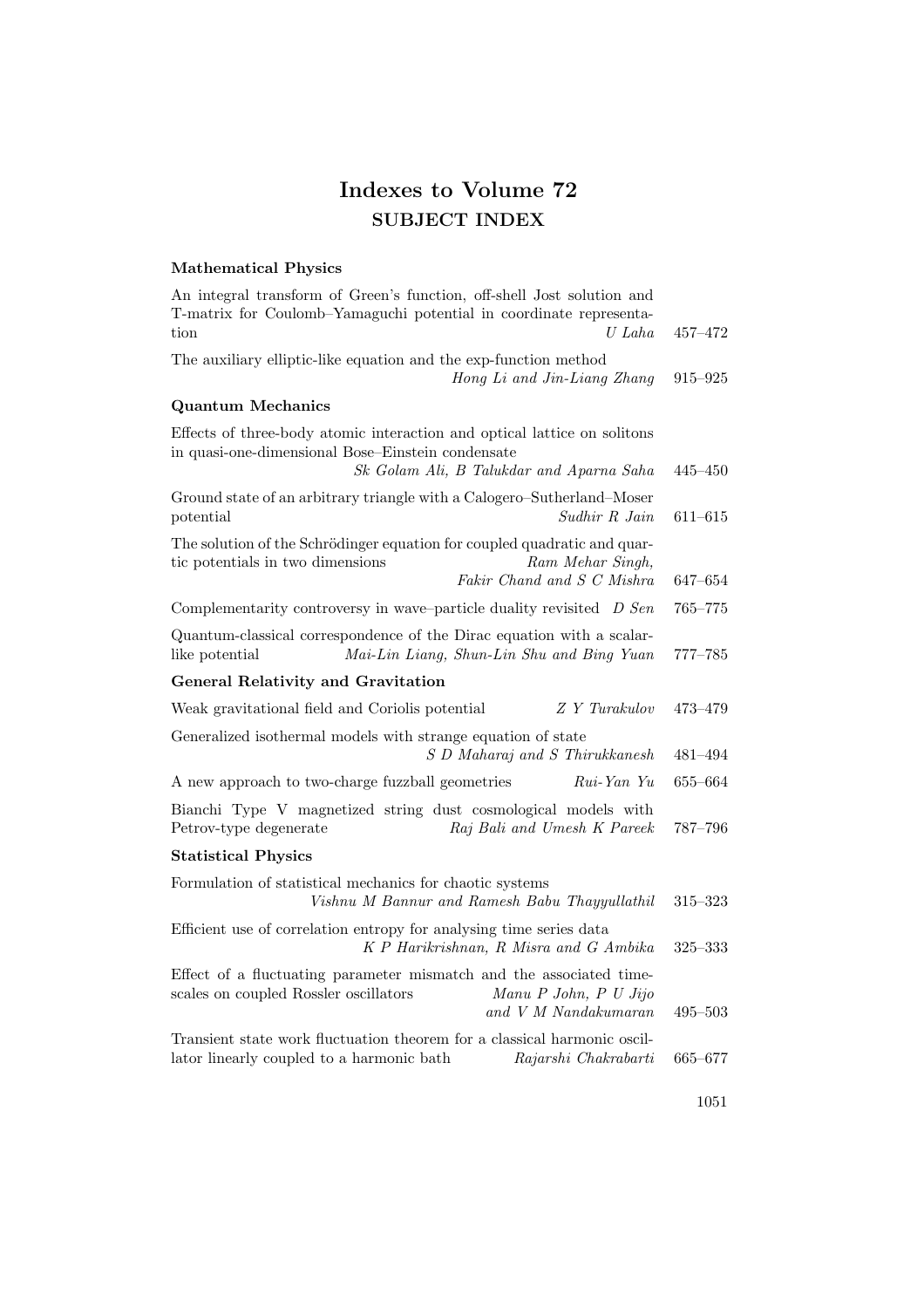# Indexes to Volume 72

## SUBJECT INDEX

### Mathematical Physics

An integral transform of Green's function, off-shell Jost solution and T-matrix for Coulomb–Yamaguchi potential in coordinate representation *U Laha* 457–472

The auxiliary elliptic-like equation and the exp-function method *Hong Li and Jin-Liang Zhang* 915–925

### Quantum Mechanics

Effects of three-body atomic interaction and optical lattice on solitons in quasi-one-dimensional Bose–Einstein condensate *Sk Golam Ali, B Talukdar and Aparna Saha* 445–450

Ground state of an arbitrary triangle with a Calogero–Sutherland–Moser potential *Sudhir R Jain* 611–615

The solution of the Schrödinger equation for coupled quadratic and quartic potentials in two dimensions *Ram Mehar Singh, Fakir Chand and S C Mishra* 647–654

Complementarity controversy in wave–particle duality revisited *D Sen* 765–775

Quantum-classical correspondence of the Dirac equation with a scalar-like potential *Mai-Lin Liang, Shun-Lin Shu and Bing Yuan* 777–785

### General Relativity and Gravitation

Weak gravitational field and Coriolis potential *Z Y Turakulov* 473–479

Generalized isothermal models with strange equation of state *S D Maharaj and S Thirukkanesh* 481–494

A new approach to two-charge fuzzball geometries *Rui-Yan Yu* 655–664

Bianchi Type V magnetized string dust cosmological models with Petrov-type degenerate *Raj Bali and Umesh K Pareek* 787–796

### Statistical Physics

Formulation of statistical mechanics for chaotic systems *Vishnu M Bannur and Ramesh Babu Thayyullathil* 315–323

Efficient use of correlation entropy for analysing time series data *K P Harikrishnan, R Misra and G Ambika* 325–333

Effect of a fluctuating parameter mismatch and the associated time-scales on coupled Rossler oscillators *Manu P John, P U Jijo and V M Nandakumaran* 495–503

Transient state work fluctuation theorem for a classical harmonic oscillator linearly coupled to a harmonic bath *Rajarshi Chakrabarti* 665–677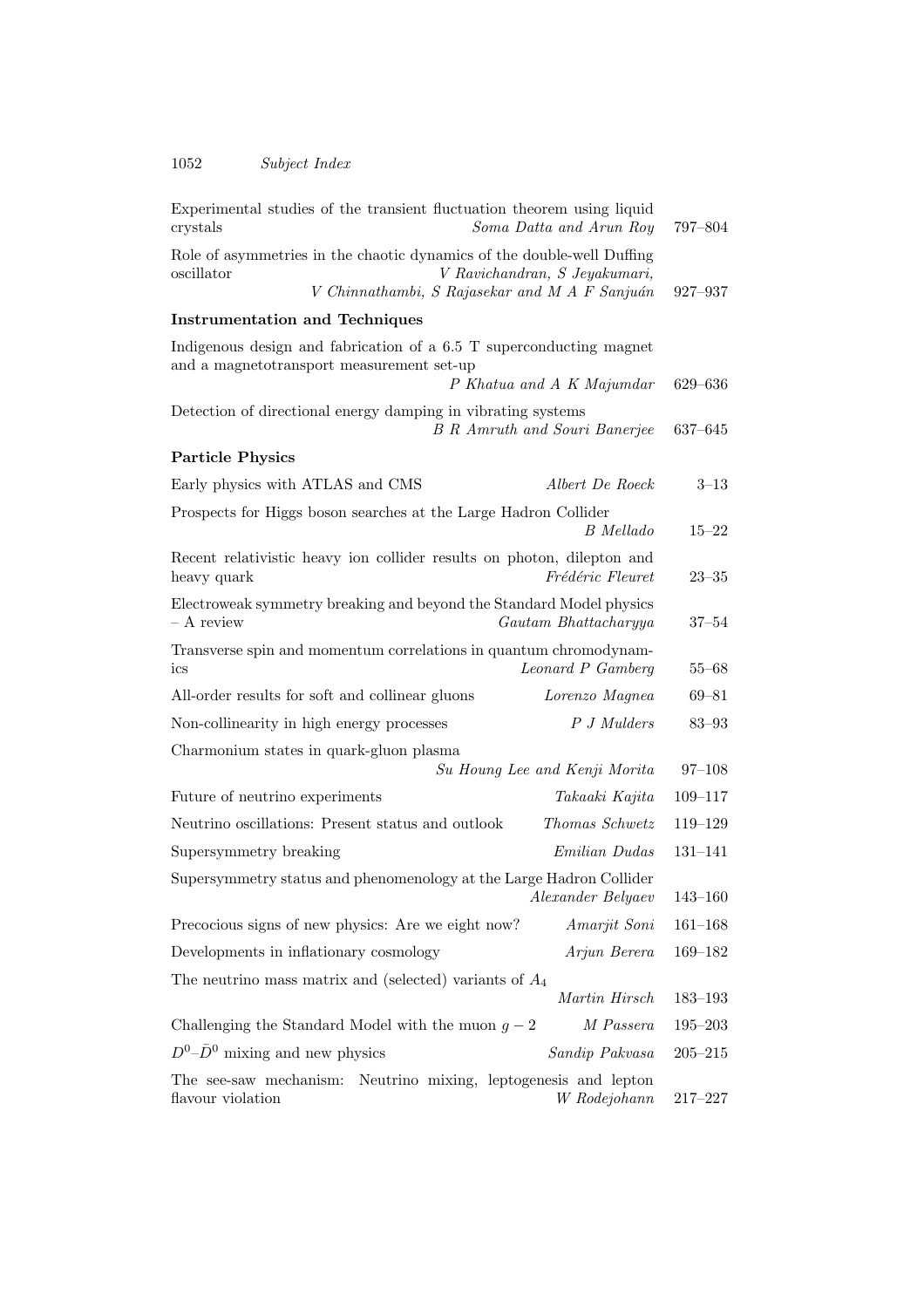Experimental studies of the transient fluctuation theorem using liquid crystals — *Soma Datta and Arun Roy* — 797–804

Role of asymmetries in the chaotic dynamics of the double-well Duffing oscillator — *V Ravichandran, S Jeyakumari, V Chinnathambi, S Rajasekar and M A F Sanjuán* — 927–937

### Instrumentation and Techniques

Indigenous design and fabrication of a 6.5 T superconducting magnet and a magnetotransport measurement set-up — *P Khatua and A K Majumdar* — 629–636

Detection of directional energy damping in vibrating systems — *B R Amruth and Souri Banerjee* — 637–645

### Particle Physics

Early physics with ATLAS and CMS — *Albert De Roeck* — 3–13

Prospects for Higgs boson searches at the Large Hadron Collider — *B Mellado* — 15–22

Recent relativistic heavy ion collider results on photon, dilepton and heavy quark — *Frédéric Fleuret* — 23–35

Electroweak symmetry breaking and beyond the Standard Model physics – A review — *Gautam Bhattacharyya* — 37–54

Transverse spin and momentum correlations in quantum chromodynamics — *Leonard P Gamberg* — 55–68

All-order results for soft and collinear gluons — *Lorenzo Magnea* — 69–81

Non-collinearity in high energy processes — *P J Mulders* — 83–93

Charmonium states in quark-gluon plasma — *Su Houng Lee and Kenji Morita* — 97–108

Future of neutrino experiments — *Takaaki Kajita* — 109–117

Neutrino oscillations: Present status and outlook — *Thomas Schwetz* — 119–129

Supersymmetry breaking — *Emilian Dudas* — 131–141

Supersymmetry status and phenomenology at the Large Hadron Collider — *Alexander Belyaev* — 143–160

Precocious signs of new physics: Are we eight now? — *Amarjit Soni* — 161–168

Developments in inflationary cosmology — *Arjun Berera* — 169–182

The neutrino mass matrix and (selected) variants of $A_4$ — *Martin Hirsch* — 183–193

Challenging the Standard Model with the muon $g-2$ — *M Passera* — 195–203

$D^0$–$\bar{D}^0$ mixing and new physics — *Sandip Pakvasa* — 205–215

The see-saw mechanism: Neutrino mixing, leptogenesis and lepton flavour violation — *W Rodejohann* — 217–227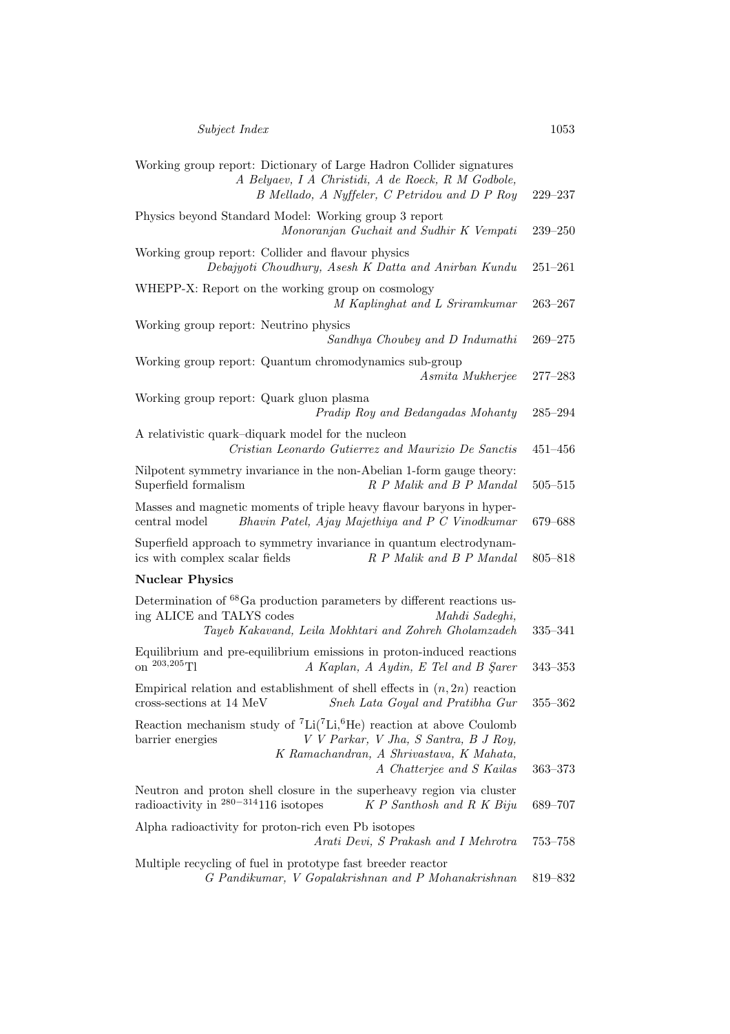Working group report: Dictionary of Large Hadron Collider signatures
*A Belyaev, I A Christidi, A de Roeck, R M Godbole, B Mellado, A Nyffeler, C Petridou and D P Roy* 229–237

Physics beyond Standard Model: Working group 3 report
*Monoranjan Guchait and Sudhir K Vempati* 239–250

Working group report: Collider and flavour physics
*Debajyoti Choudhury, Asesh K Datta and Anirban Kundu* 251–261

WHEPP-X: Report on the working group on cosmology
*M Kaplinghat and L Sriramkumar* 263–267

Working group report: Neutrino physics
*Sandhya Choubey and D Indumathi* 269–275

Working group report: Quantum chromodynamics sub-group
*Asmita Mukherjee* 277–283

Working group report: Quark gluon plasma
*Pradip Roy and Bedangadas Mohanty* 285–294

A relativistic quark–diquark model for the nucleon
*Cristian Leonardo Gutierrez and Maurizio De Sanctis* 451–456

Nilpotent symmetry invariance in the non-Abelian 1-form gauge theory: Superfield formalism *R P Malik and B P Mandal* 505–515

Masses and magnetic moments of triple heavy flavour baryons in hypercentral model *Bhavin Patel, Ajay Majethiya and P C Vinodkumar* 679–688

Superfield approach to symmetry invariance in quantum electrodynamics with complex scalar fields *R P Malik and B P Mandal* 805–818

**Nuclear Physics**

Determination of $^{68}$Ga production parameters by different reactions using ALICE and TALYS codes *Mahdi Sadeghi, Tayeb Kakavand, Leila Mokhtari and Zohreh Gholamzadeh* 335–341

Equilibrium and pre-equilibrium emissions in proton-induced reactions on $^{203,205}$Tl *A Kaplan, A Aydin, E Tel and B Şarer* 343–353

Empirical relation and establishment of shell effects in $(n, 2n)$ reaction cross-sections at 14 MeV *Sneh Lata Goyal and Pratibha Gur* 355–362

Reaction mechanism study of $^{7}$Li($^{7}$Li,$^{6}$He) reaction at above Coulomb barrier energies *V V Parkar, V Jha, S Santra, B J Roy, K Ramachandran, A Shrivastava, K Mahata, A Chatterjee and S Kailas* 363–373

Neutron and proton shell closure in the superheavy region via cluster radioactivity in $^{280-314}$116 isotopes *K P Santhosh and R K Biju* 689–707

Alpha radioactivity for proton-rich even Pb isotopes
*Arati Devi, S Prakash and I Mehrotra* 753–758

Multiple recycling of fuel in prototype fast breeder reactor
*G Pandikumar, V Gopalakrishnan and P Mohanakrishnan* 819–832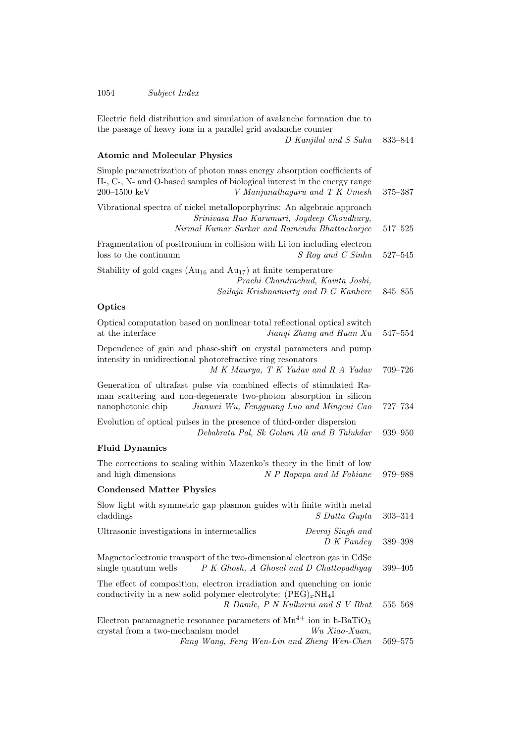Electric field distribution and simulation of avalanche formation due to the passage of heavy ions in a parallel grid avalanche counter
*D Kanjilal and S Saha* 833–844

**Atomic and Molecular Physics**

Simple parametrization of photon mass energy absorption coefficients of H-, C-, N- and O-based samples of biological interest in the energy range 200–1500 keV *V Manjunathaguru and T K Umesh* 375–387

Vibrational spectra of nickel metalloporphyrins: An algebraic approach
*Srinivasa Rao Karumuri, Joydeep Choudhury, Nirmal Kumar Sarkar and Ramendu Bhattacharjee* 517–525

Fragmentation of positronium in collision with Li ion including electron loss to the continuum *S Roy and C Sinha* 527–545

Stability of gold cages ($Au_{16}$ and $Au_{17}$) at finite temperature
*Prachi Chandrachud, Kavita Joshi, Sailaja Krishnamurty and D G Kanhere* 845–855

**Optics**

Optical computation based on nonlinear total reflectional optical switch at the interface *Jianqi Zhang and Huan Xu* 547–554

Dependence of gain and phase-shift on crystal parameters and pump intensity in unidirectional photorefractive ring resonators
*M K Maurya, T K Yadav and R A Yadav* 709–726

Generation of ultrafast pulse via combined effects of stimulated Raman scattering and non-degenerate two-photon absorption in silicon nanophotonic chip *Jianwei Wu, Fengguang Luo and Mingcui Cao* 727–734

Evolution of optical pulses in the presence of third-order dispersion
*Debabrata Pal, Sk Golam Ali and B Talukdar* 939–950

**Fluid Dynamics**

The corrections to scaling within Mazenko's theory in the limit of low and high dimensions *N P Rapapa and M Fabiane* 979–988

**Condensed Matter Physics**

Slow light with symmetric gap plasmon guides with finite width metal claddings *S Dutta Gupta* 303–314

Ultrasonic investigations in intermetallics *Devraj Singh and D K Pandey* 389–398

Magnetoelectronic transport of the two-dimensional electron gas in CdSe single quantum wells *P K Ghosh, A Ghosal and D Chattopadhyay* 399–405

The effect of composition, electron irradiation and quenching on ionic conductivity in a new solid polymer electrolyte: $(PEG)_xNH_4I$
*R Damle, P N Kulkarni and S V Bhat* 555–568

Electron paramagnetic resonance parameters of $Mn^{4+}$ ion in h-$BaTiO_3$ crystal from a two-mechanism model *Wu Xiao-Xuan, Fang Wang, Feng Wen-Lin and Zheng Wen-Chen* 569–575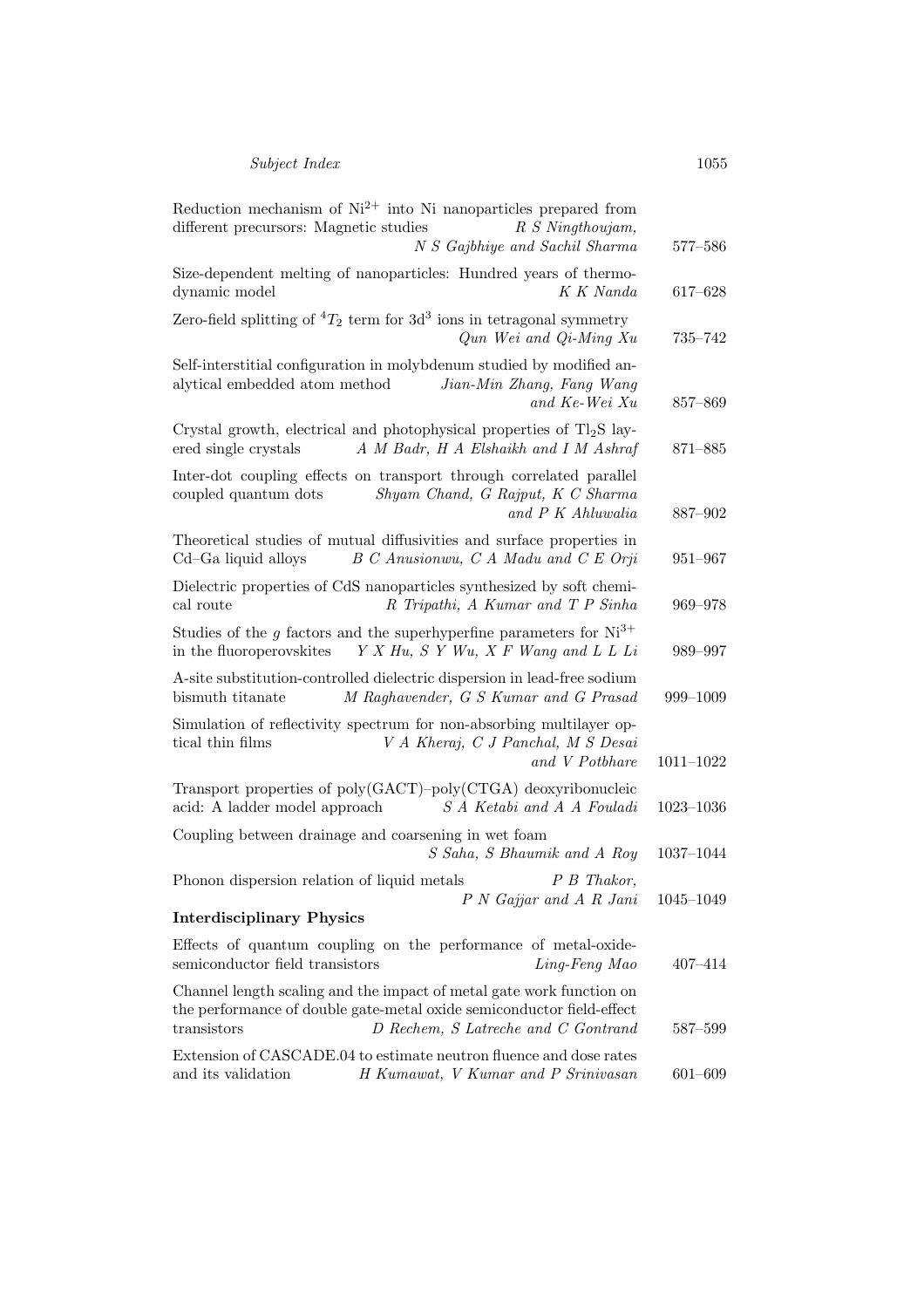Reduction mechanism of $Ni^{2+}$ into Ni nanoparticles prepared from different precursors: Magnetic studies *R S Ningthoujam, N S Gajbhiye and Sachil Sharma* 577–586

Size-dependent melting of nanoparticles: Hundred years of thermodynamic model *K K Nanda* 617–628

Zero-field splitting of $^4T_2$ term for $3d^3$ ions in tetragonal symmetry *Qun Wei and Qi-Ming Xu* 735–742

Self-interstitial configuration in molybdenum studied by modified analytical embedded atom method *Jian-Min Zhang, Fang Wang and Ke-Wei Xu* 857–869

Crystal growth, electrical and photophysical properties of $Tl_2S$ layered single crystals *A M Badr, H A Elshaikh and I M Ashraf* 871–885

Inter-dot coupling effects on transport through correlated parallel coupled quantum dots *Shyam Chand, G Rajput, K C Sharma and P K Ahluwalia* 887–902

Theoretical studies of mutual diffusivities and surface properties in Cd–Ga liquid alloys *B C Anusionwu, C A Madu and C E Orji* 951–967

Dielectric properties of CdS nanoparticles synthesized by soft chemical route *R Tripathi, A Kumar and T P Sinha* 969–978

Studies of the $g$ factors and the superhyperfine parameters for $Ni^{3+}$ in the fluoroperovskites *Y X Hu, S Y Wu, X F Wang and L L Li* 989–997

A-site substitution-controlled dielectric dispersion in lead-free sodium bismuth titanate *M Raghavender, G S Kumar and G Prasad* 999–1009

Simulation of reflectivity spectrum for non-absorbing multilayer optical thin films *V A Kheraj, C J Panchal, M S Desai and V Potbhare* 1011–1022

Transport properties of poly(GACT)–poly(CTGA) deoxyribonucleic acid: A ladder model approach *S A Ketabi and A A Fouladi* 1023–1036

Coupling between drainage and coarsening in wet foam *S Saha, S Bhaumik and A Roy* 1037–1044

Phonon dispersion relation of liquid metals *P B Thakor, P N Gajjar and A R Jani* 1045–1049

**Interdisciplinary Physics**

Effects of quantum coupling on the performance of metal-oxide-semiconductor field transistors *Ling-Feng Mao* 407–414

Channel length scaling and the impact of metal gate work function on the performance of double gate-metal oxide semiconductor field-effect transistors *D Rechem, S Latreche and C Gontrand* 587–599

Extension of CASCADE.04 to estimate neutron fluence and dose rates and its validation *H Kumawat, V Kumar and P Srinivasan* 601–609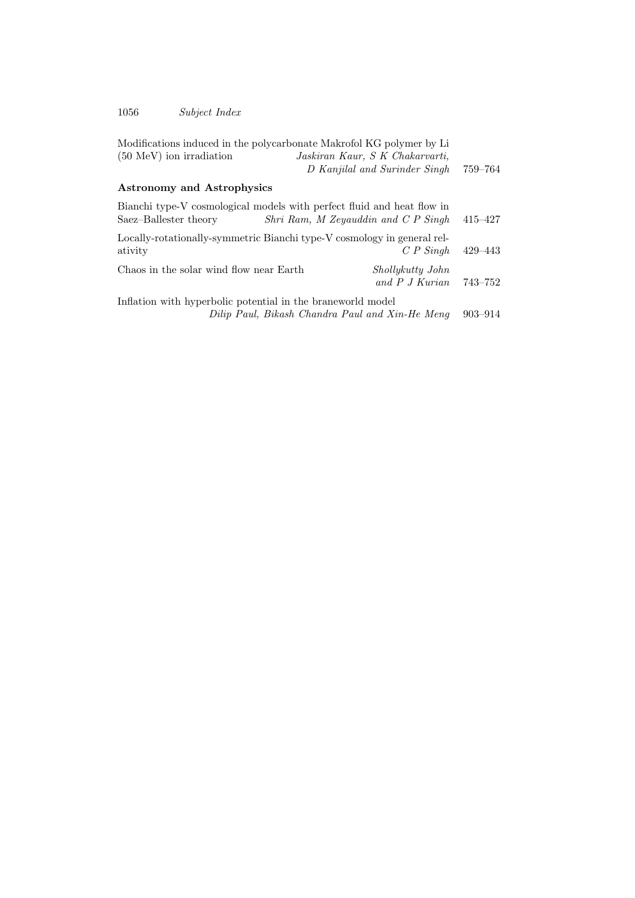Modifications induced in the polycarbonate Makrofol KG polymer by Li (50 MeV) ion irradiation *Jaskiran Kaur, S K Chakarvarti, D Kanjilal and Surinder Singh* 759–764

## Astronomy and Astrophysics

Bianchi type-V cosmological models with perfect fluid and heat flow in Saez–Ballester theory *Shri Ram, M Zeyauddin and C P Singh* 415–427

Locally-rotationally-symmetric Bianchi type-V cosmology in general relativity *C P Singh* 429–443

Chaos in the solar wind flow near Earth *Shollykutty John and P J Kurian* 743–752

Inflation with hyperbolic potential in the braneworld model *Dilip Paul, Bikash Chandra Paul and Xin-He Meng* 903–914